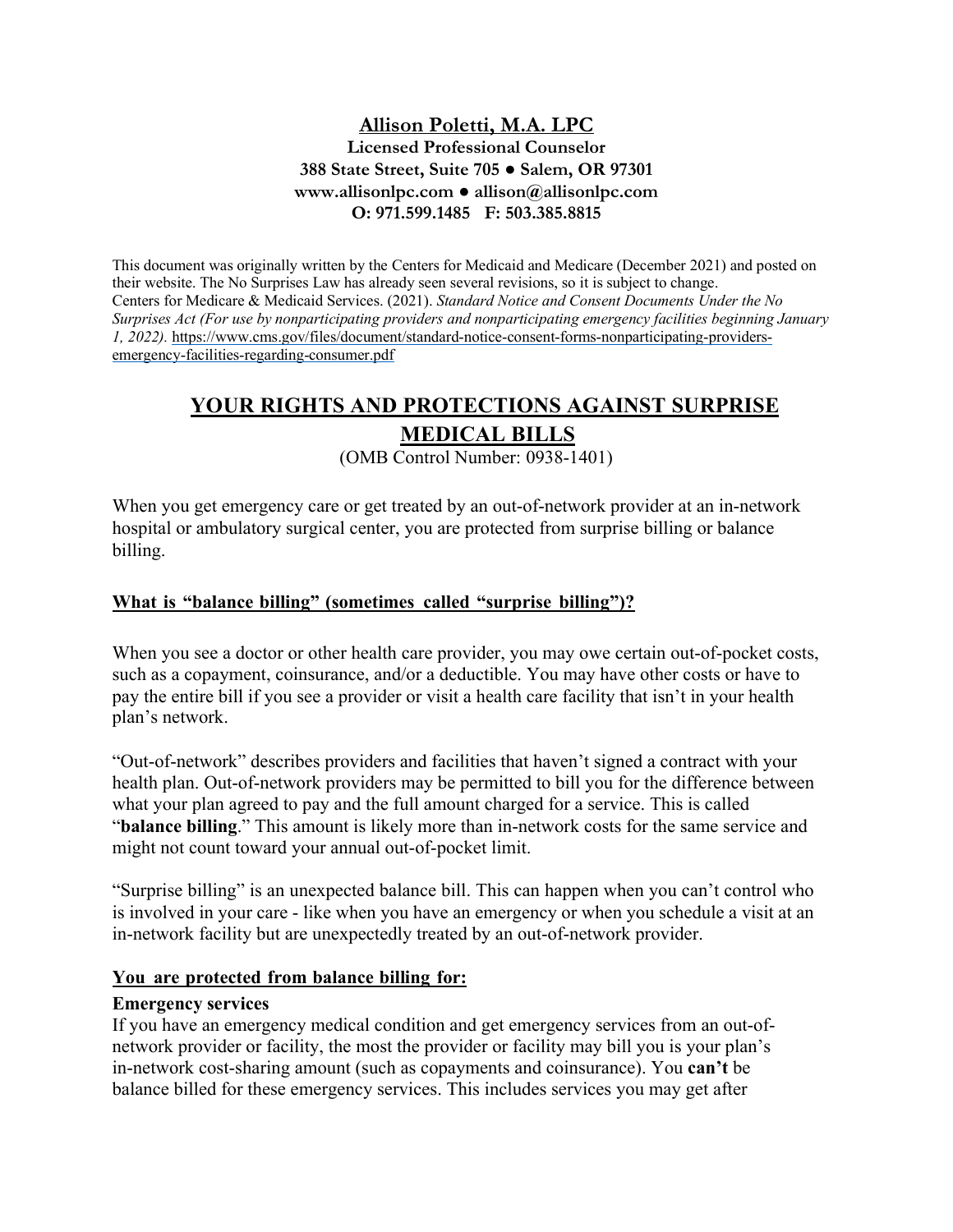**Allison Poletti, M.A. LPC**
**Licensed Professional Counselor**
**388 State Street, Suite 705 ● Salem, OR 97301**
**www.allisonlpc.com ● allison@allisonlpc.com**
**O: 971.599.1485 F: 503.385.8815**

This document was originally written by the Centers for Medicaid and Medicare (December 2021) and posted on their website. The No Surprises Law has already seen several revisions, so it is subject to change.
Centers for Medicare & Medicaid Services. (2021). *Standard Notice and Consent Documents Under the No Surprises Act (For use by nonparticipating providers and nonparticipating emergency facilities beginning January 1, 2022).* https://www.cms.gov/files/document/standard-notice-consent-forms-nonparticipating-providers-emergency-facilities-regarding-consumer.pdf

# YOUR RIGHTS AND PROTECTIONS AGAINST SURPRISE MEDICAL BILLS

(OMB Control Number: 0938-1401)

When you get emergency care or get treated by an out-of-network provider at an in-network hospital or ambulatory surgical center, you are protected from surprise billing or balance billing.

## What is "balance billing" (sometimes called "surprise billing")?

When you see a doctor or other health care provider, you may owe certain out-of-pocket costs, such as a copayment, coinsurance, and/or a deductible. You may have other costs or have to pay the entire bill if you see a provider or visit a health care facility that isn't in your health plan's network.

"Out-of-network" describes providers and facilities that haven't signed a contract with your health plan. Out-of-network providers may be permitted to bill you for the difference between what your plan agreed to pay and the full amount charged for a service. This is called "**balance billing**." This amount is likely more than in-network costs for the same service and might not count toward your annual out-of-pocket limit.

"Surprise billing" is an unexpected balance bill. This can happen when you can't control who is involved in your care - like when you have an emergency or when you schedule a visit at an in-network facility but are unexpectedly treated by an out-of-network provider.

## You are protected from balance billing for:

**Emergency services**
If you have an emergency medical condition and get emergency services from an out-of-network provider or facility, the most the provider or facility may bill you is your plan's in-network cost-sharing amount (such as copayments and coinsurance). You **can't** be balance billed for these emergency services. This includes services you may get after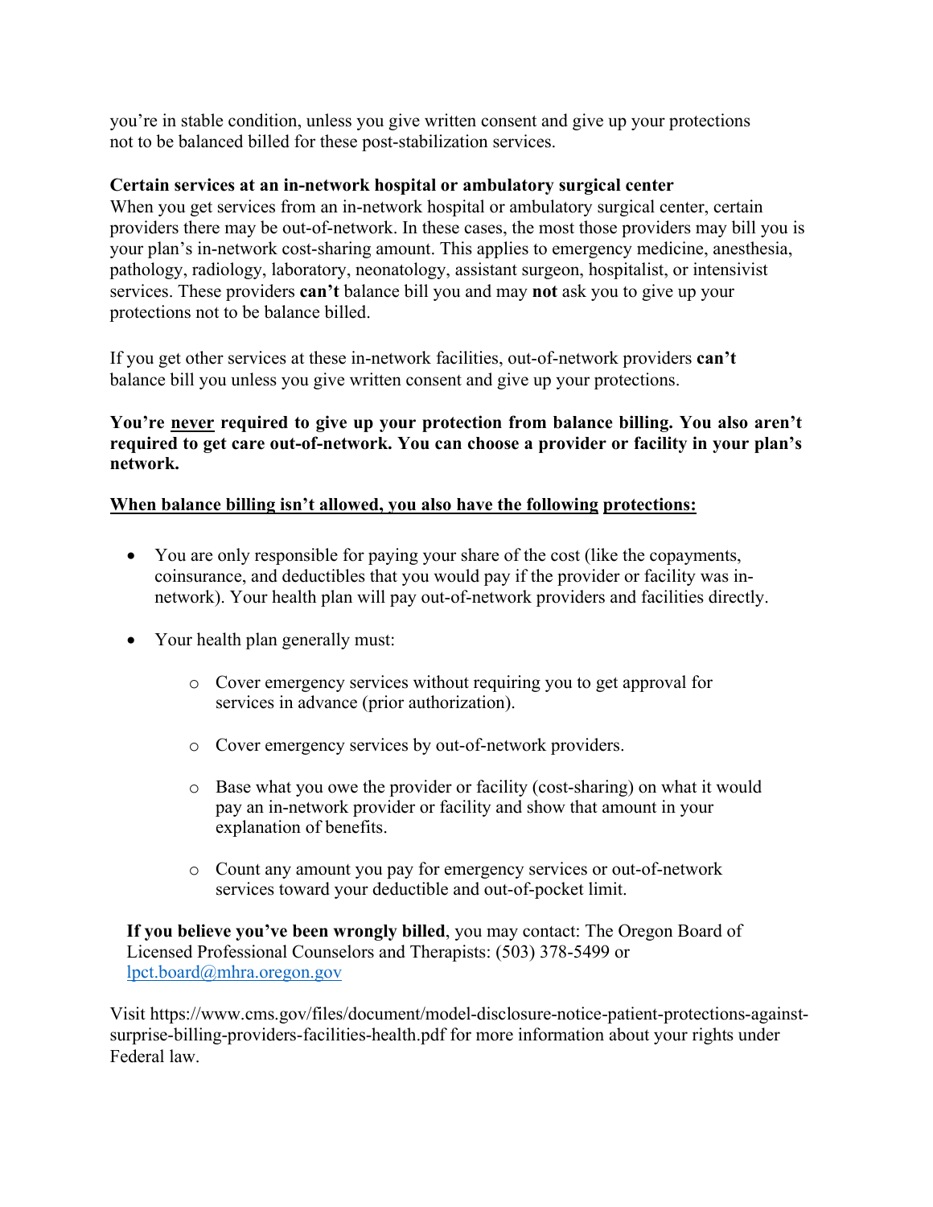you're in stable condition, unless you give written consent and give up your protections not to be balanced billed for these post-stabilization services.

**Certain services at an in-network hospital or ambulatory surgical center**
When you get services from an in-network hospital or ambulatory surgical center, certain providers there may be out-of-network. In these cases, the most those providers may bill you is your plan's in-network cost-sharing amount. This applies to emergency medicine, anesthesia, pathology, radiology, laboratory, neonatology, assistant surgeon, hospitalist, or intensivist services. These providers **can't** balance bill you and may **not** ask you to give up your protections not to be balance billed.

If you get other services at these in-network facilities, out-of-network providers **can't** balance bill you unless you give written consent and give up your protections.

**You're <u>never</u> required to give up your protection from balance billing. You also aren't required to get care out-of-network. You can choose a provider or facility in your plan's network.**

**<u>When balance billing isn't allowed, you also have the following protections:</u>**

- You are only responsible for paying your share of the cost (like the copayments, coinsurance, and deductibles that you would pay if the provider or facility was in-network). Your health plan will pay out-of-network providers and facilities directly.

- Your health plan generally must:
  - Cover emergency services without requiring you to get approval for services in advance (prior authorization).
  - Cover emergency services by out-of-network providers.
  - Base what you owe the provider or facility (cost-sharing) on what it would pay an in-network provider or facility and show that amount in your explanation of benefits.
  - Count any amount you pay for emergency services or out-of-network services toward your deductible and out-of-pocket limit.

**If you believe you've been wrongly billed**, you may contact: The Oregon Board of Licensed Professional Counselors and Therapists: (503) 378-5499 or [lpct.board@mhra.oregon.gov](mailto:lpct.board@mhra.oregon.gov)

Visit https://www.cms.gov/files/document/model-disclosure-notice-patient-protections-against-surprise-billing-providers-facilities-health.pdf for more information about your rights under Federal law.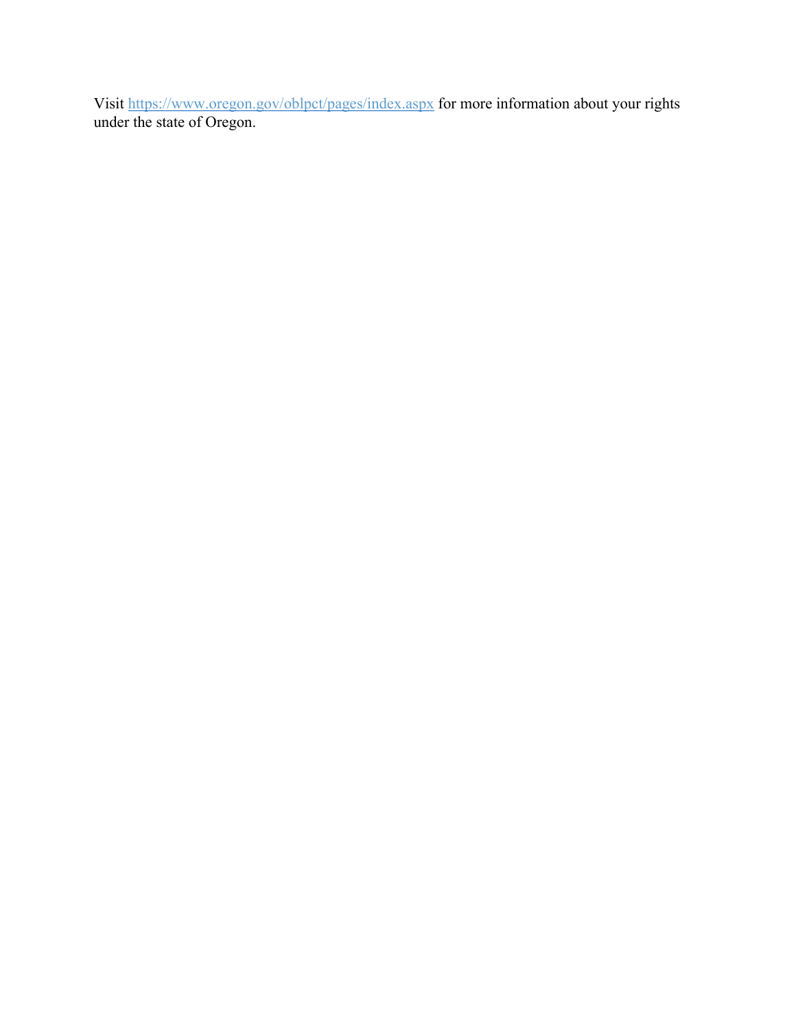Visit [https://www.oregon.gov/oblpct/pages/index.aspx](https://www.oregon.gov/oblpct/pages/index.aspx) for more information about your rights under the state of Oregon.